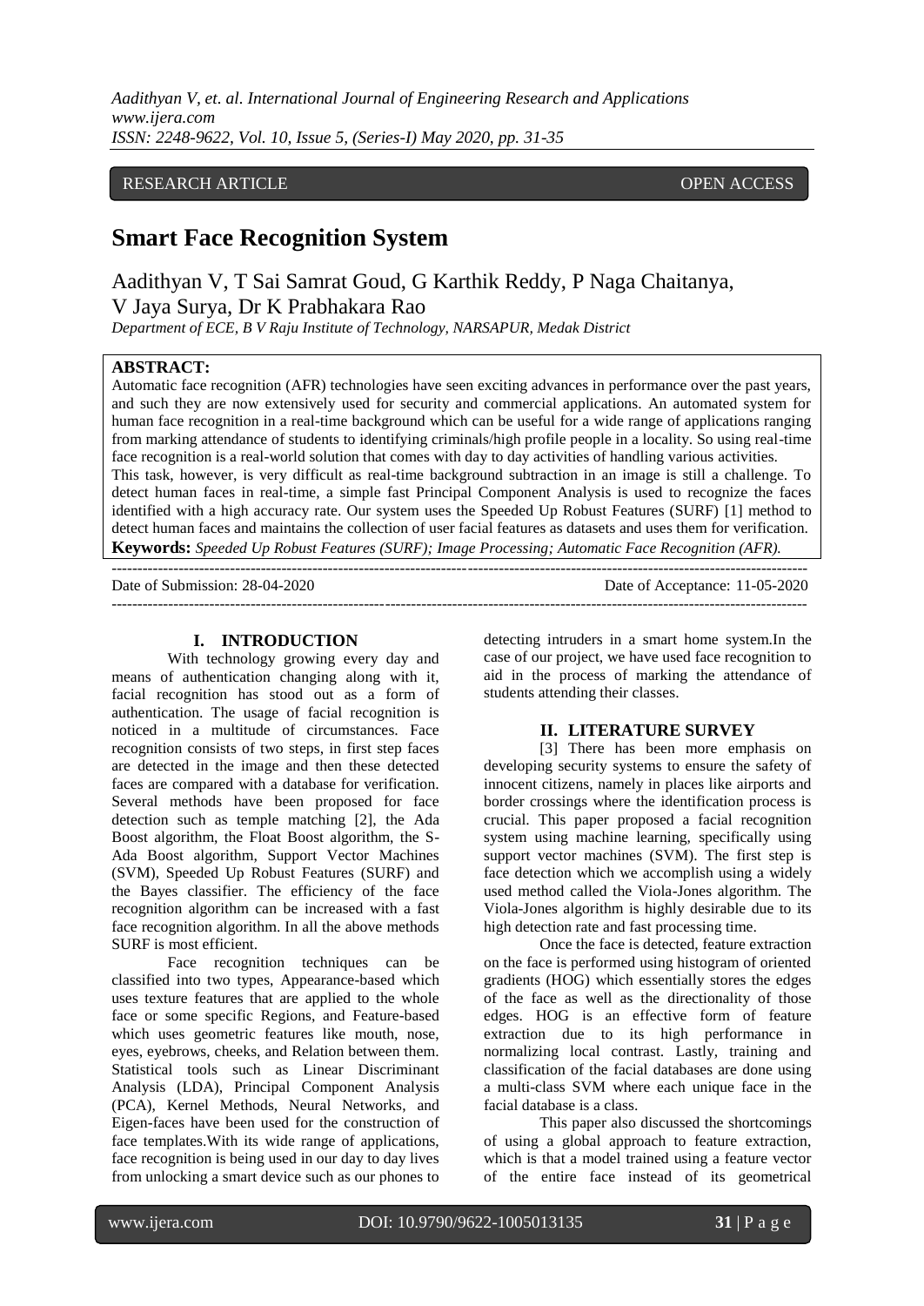RESEARCH ARTICLE OPEN ACCESS

# Smart Face Recognition System

Aadithyan V, T Sai Samrat Goud, G Karthik Reddy, P Naga Chaitanya, V Jaya Surya, Dr K Prabhakara Rao

*Department of ECE, B V Raju Institute of Technology, NARSAPUR, Medak District*

**ABSTRACT:**

Automatic face recognition (AFR) technologies have seen exciting advances in performance over the past years, and such they are now extensively used for security and commercial applications. An automated system for human face recognition in a real-time background which can be useful for a wide range of applications ranging from marking attendance of students to identifying criminals/high profile people in a locality. So using real-time face recognition is a real-world solution that comes with day to day activities of handling various activities.

This task, however, is very difficult as real-time background subtraction in an image is still a challenge. To detect human faces in real-time, a simple fast Principal Component Analysis is used to recognize the faces identified with a high accuracy rate. Our system uses the Speeded Up Robust Features (SURF) [1] method to detect human faces and maintains the collection of user facial features as datasets and uses them for verification.

**Keywords:** *Speeded Up Robust Features (SURF); Image Processing; Automatic Face Recognition (AFR).*

---

Date of Submission: 28-04-2020 Date of Acceptance: 11-05-2020

---

## I. INTRODUCTION

With technology growing every day and means of authentication changing along with it, facial recognition has stood out as a form of authentication. The usage of facial recognition is noticed in a multitude of circumstances. Face recognition consists of two steps, in first step faces are detected in the image and then these detected faces are compared with a database for verification. Several methods have been proposed for face detection such as temple matching [2], the Ada Boost algorithm, the Float Boost algorithm, the S-Ada Boost algorithm, Support Vector Machines (SVM), Speeded Up Robust Features (SURF) and the Bayes classifier. The efficiency of the face recognition algorithm can be increased with a fast face recognition algorithm. In all the above methods SURF is most efficient.

Face recognition techniques can be classified into two types, Appearance-based which uses texture features that are applied to the whole face or some specific Regions, and Feature-based which uses geometric features like mouth, nose, eyes, eyebrows, cheeks, and Relation between them. Statistical tools such as Linear Discriminant Analysis (LDA), Principal Component Analysis (PCA), Kernel Methods, Neural Networks, and Eigen-faces have been used for the construction of face templates.With its wide range of applications, face recognition is being used in our day to day lives from unlocking a smart device such as our phones to detecting intruders in a smart home system.In the case of our project, we have used face recognition to aid in the process of marking the attendance of students attending their classes.

## II. LITERATURE SURVEY

[3] There has been more emphasis on developing security systems to ensure the safety of innocent citizens, namely in places like airports and border crossings where the identification process is crucial. This paper proposed a facial recognition system using machine learning, specifically using support vector machines (SVM). The first step is face detection which we accomplish using a widely used method called the Viola-Jones algorithm. The Viola-Jones algorithm is highly desirable due to its high detection rate and fast processing time.

Once the face is detected, feature extraction on the face is performed using histogram of oriented gradients (HOG) which essentially stores the edges of the face as well as the directionality of those edges. HOG is an effective form of feature extraction due to its high performance in normalizing local contrast. Lastly, training and classification of the facial databases are done using a multi-class SVM where each unique face in the facial database is a class.

This paper also discussed the shortcomings of using a global approach to feature extraction, which is that a model trained using a feature vector of the entire face instead of its geometrical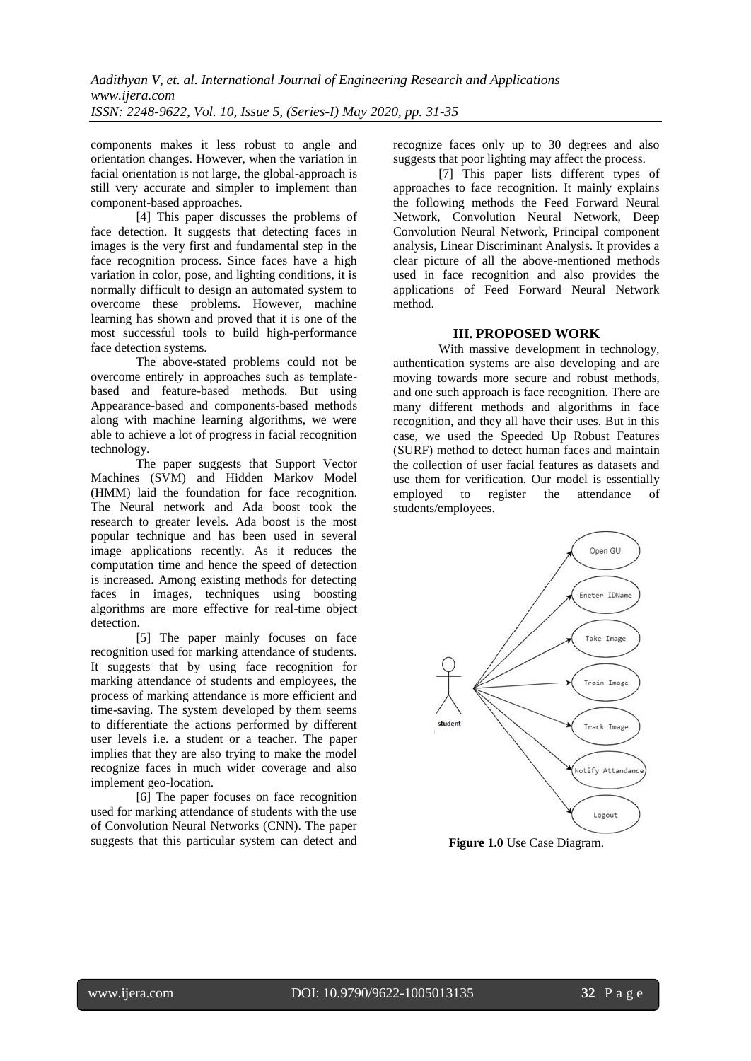components makes it less robust to angle and orientation changes. However, when the variation in facial orientation is not large, the global-approach is still very accurate and simpler to implement than component-based approaches.

[4] This paper discusses the problems of face detection. It suggests that detecting faces in images is the very first and fundamental step in the face recognition process. Since faces have a high variation in color, pose, and lighting conditions, it is normally difficult to design an automated system to overcome these problems. However, machine learning has shown and proved that it is one of the most successful tools to build high-performance face detection systems.

The above-stated problems could not be overcome entirely in approaches such as template-based and feature-based methods. But using Appearance-based and components-based methods along with machine learning algorithms, we were able to achieve a lot of progress in facial recognition technology.

The paper suggests that Support Vector Machines (SVM) and Hidden Markov Model (HMM) laid the foundation for face recognition. The Neural network and Ada boost took the research to greater levels. Ada boost is the most popular technique and has been used in several image applications recently. As it reduces the computation time and hence the speed of detection is increased. Among existing methods for detecting faces in images, techniques using boosting algorithms are more effective for real-time object detection.

[5] The paper mainly focuses on face recognition used for marking attendance of students. It suggests that by using face recognition for marking attendance of students and employees, the process of marking attendance is more efficient and time-saving. The system developed by them seems to differentiate the actions performed by different user levels i.e. a student or a teacher. The paper implies that they are also trying to make the model recognize faces in much wider coverage and also implement geo-location.

[6] The paper focuses on face recognition used for marking attendance of students with the use of Convolution Neural Networks (CNN). The paper suggests that this particular system can detect and recognize faces only up to 30 degrees and also suggests that poor lighting may affect the process.

[7] This paper lists different types of approaches to face recognition. It mainly explains the following methods the Feed Forward Neural Network, Convolution Neural Network, Deep Convolution Neural Network, Principal component analysis, Linear Discriminant Analysis. It provides a clear picture of all the above-mentioned methods used in face recognition and also provides the applications of Feed Forward Neural Network method.

## III. PROPOSED WORK

With massive development in technology, authentication systems are also developing and are moving towards more secure and robust methods, and one such approach is face recognition. There are many different methods and algorithms in face recognition, and they all have their uses. But in this case, we used the Speeded Up Robust Features (SURF) method to detect human faces and maintain the collection of user facial features as datasets and use them for verification. Our model is essentially employed to register the attendance of students/employees.

**Figure 1.0** Use Case Diagram.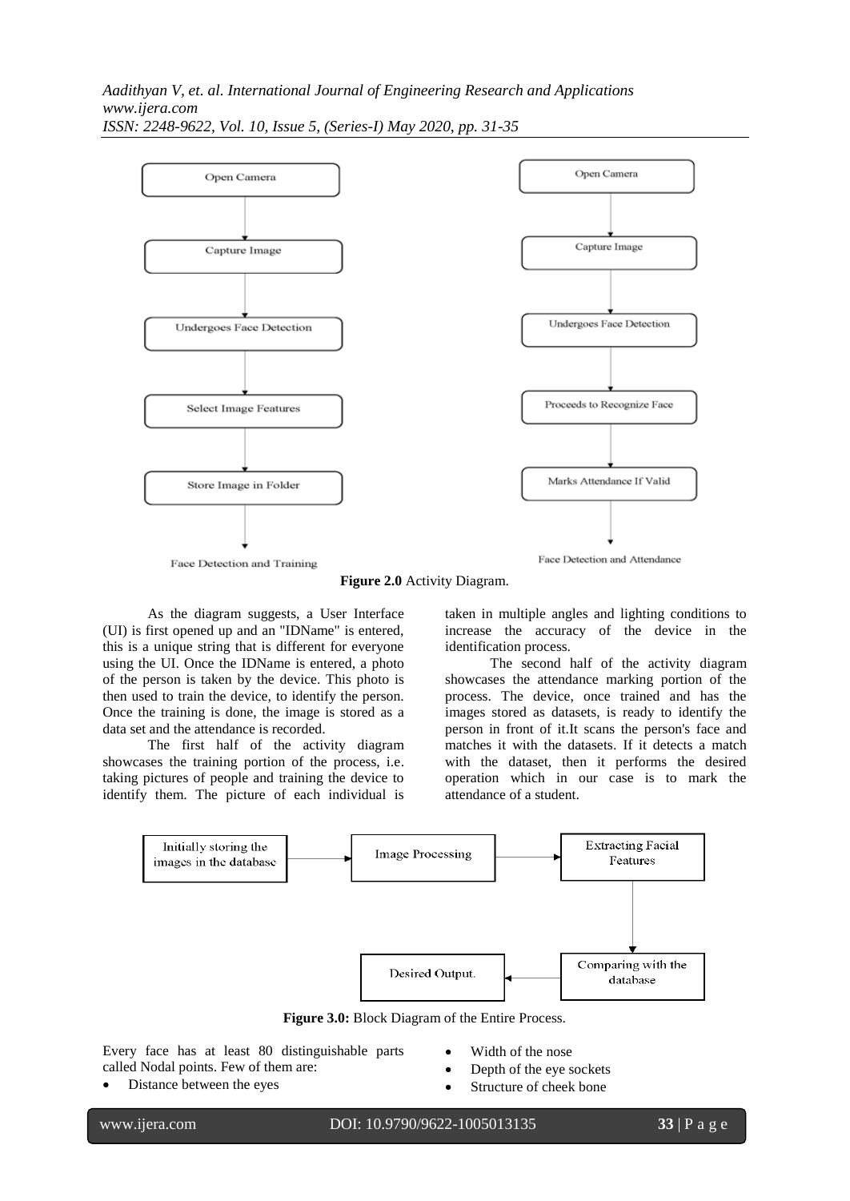Figure 2.0 Activity Diagram.

As the diagram suggests, a User Interface (UI) is first opened up and an "IDName" is entered, this is a unique string that is different for everyone using the UI. Once the IDName is entered, a photo of the person is taken by the device. This photo is then used to train the device, to identify the person. Once the training is done, the image is stored as a data set and the attendance is recorded.

The first half of the activity diagram showcases the training portion of the process, i.e. taking pictures of people and training the device to identify them. The picture of each individual is taken in multiple angles and lighting conditions to increase the accuracy of the device in the identification process.

The second half of the activity diagram showcases the attendance marking portion of the process. The device, once trained and has the images stored as datasets, is ready to identify the person in front of it.It scans the person's face and matches it with the datasets. If it detects a match with the dataset, then it performs the desired operation which in our case is to mark the attendance of a student.

**Figure 3.0:** Block Diagram of the Entire Process.

Every face has at least 80 distinguishable parts called Nodal points. Few of them are:

- Distance between the eyes
- Width of the nose
- Depth of the eye sockets
- Structure of cheek bone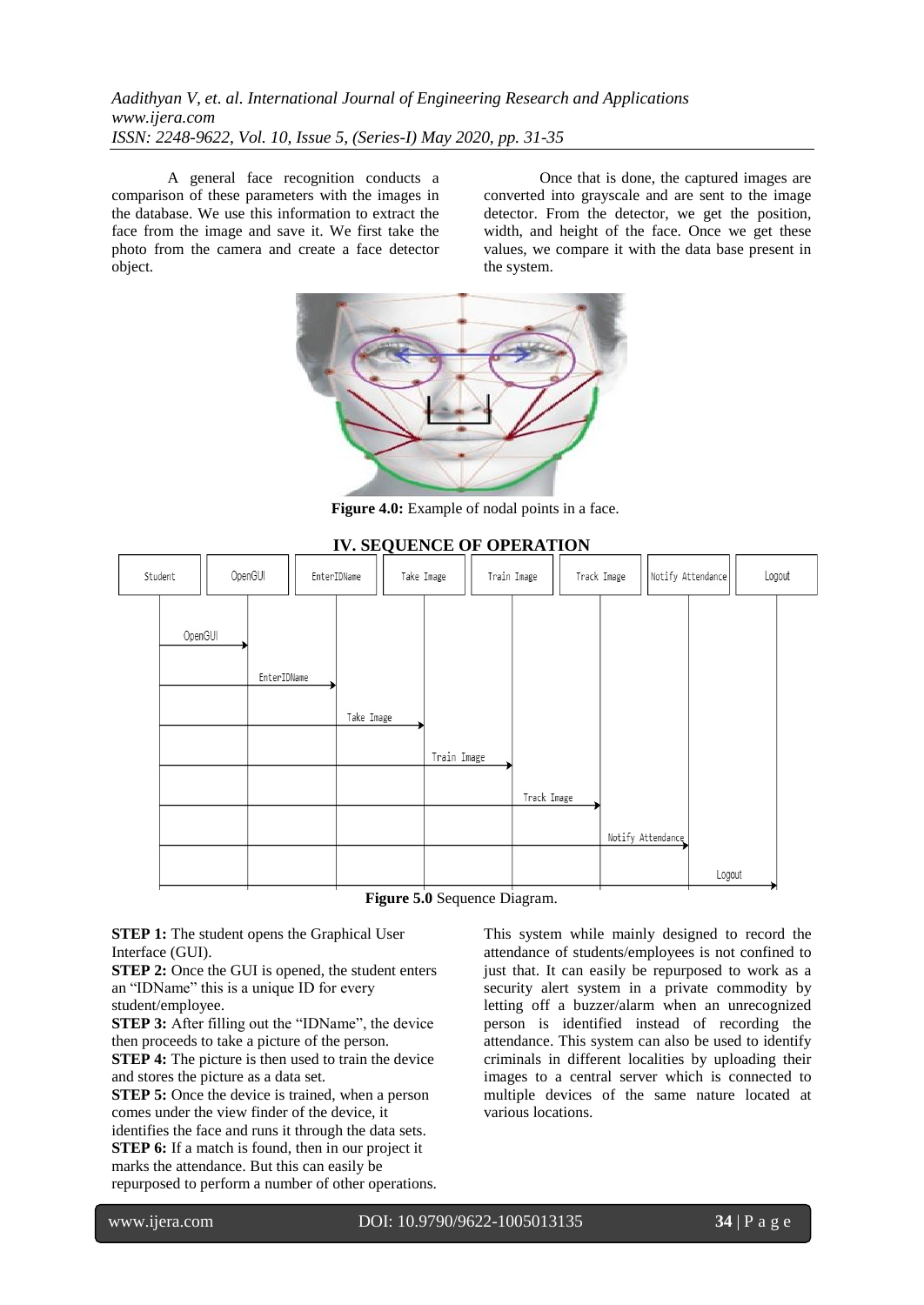A general face recognition conducts a comparison of these parameters with the images in the database. We use this information to extract the face from the image and save it. We first take the photo from the camera and create a face detector object.

Once that is done, the captured images are converted into grayscale and are sent to the image detector. From the detector, we get the position, width, and height of the face. Once we get these values, we compare it with the data base present in the system.

**Figure 4.0:** Example of nodal points in a face.

## IV. SEQUENCE OF OPERATION

**Figure 5.0** Sequence Diagram.

**STEP 1:** The student opens the Graphical User Interface (GUI).
**STEP 2:** Once the GUI is opened, the student enters an "IDName" this is a unique ID for every student/employee.
**STEP 3:** After filling out the "IDName", the device then proceeds to take a picture of the person.
**STEP 4:** The picture is then used to train the device and stores the picture as a data set.
**STEP 5:** Once the device is trained, when a person comes under the view finder of the device, it identifies the face and runs it through the data sets.
**STEP 6:** If a match is found, then in our project it marks the attendance. But this can easily be repurposed to perform a number of other operations.

This system while mainly designed to record the attendance of students/employees is not confined to just that. It can easily be repurposed to work as a security alert system in a private commodity by letting off a buzzer/alarm when an unrecognized person is identified instead of recording the attendance. This system can also be used to identify criminals in different localities by uploading their images to a central server which is connected to multiple devices of the same nature located at various locations.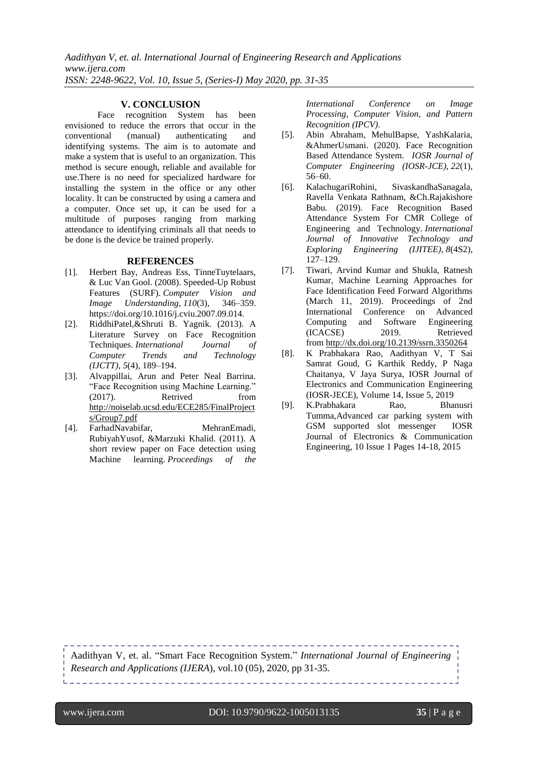## V. CONCLUSION

Face recognition System has been envisioned to reduce the errors that occur in the conventional (manual) authenticating and identifying systems. The aim is to automate and make a system that is useful to an organization. This method is secure enough, reliable and available for use.There is no need for specialized hardware for installing the system in the office or any other locality. It can be constructed by using a camera and a computer. Once set up, it can be used for a multitude of purposes ranging from marking attendance to identifying criminals all that needs to be done is the device be trained properly.

## REFERENCES

[1]. Herbert Bay, Andreas Ess, TinneTuytelaars, & Luc Van Gool. (2008). Speeded-Up Robust Features (SURF). *Computer Vision and Image Understanding*, *110*(3), 346–359. https://doi.org/10.1016/j.cviu.2007.09.014.

[2]. RiddhiPatel,&Shruti B. Yagnik. (2013). A Literature Survey on Face Recognition Techniques. *International Journal of Computer Trends and Technology (IJCTT)*, *5*(4), 189–194.

[3]. Alvappillai, Arun and Peter Neal Barrina. "Face Recognition using Machine Learning." (2017). Retrived from http://noiselab.ucsd.edu/ECE285/FinalProjects/Group7.pdf

[4]. FarhadNavabifar, MehranEmadi, RubiyahYusof, &Marzuki Khalid. (2011). A short review paper on Face detection using Machine learning. *Proceedings of the International Conference on Image Processing, Computer Vision, and Pattern Recognition (IPCV)*.

[5]. Abin Abraham, MehulBapse, YashKalaria, &AhmerUsmani. (2020). Face Recognition Based Attendance System. *IOSR Journal of Computer Engineering (IOSR-JCE)*, *22*(1), 56–60.

[6]. KalachugariRohini, SivaskandhaSanagala, Ravella Venkata Rathnam, &Ch.Rajakishore Babu. (2019). Face Recognition Based Attendance System For CMR College of Engineering and Technology. *International Journal of Innovative Technology and Exploring Engineering (IJITEE)*, *8*(4S2), 127–129.

[7]. Tiwari, Arvind Kumar and Shukla, Ratnesh Kumar, Machine Learning Approaches for Face Identification Feed Forward Algorithms (March 11, 2019). Proceedings of 2nd International Conference on Advanced Computing and Software Engineering (ICACSE) 2019. Retrieved from http://dx.doi.org/10.2139/ssrn.3350264

[8]. K Prabhakara Rao, Aadithyan V, T Sai Samrat Goud, G Karthik Reddy, P Naga Chaitanya, V Jaya Surya, IOSR Journal of Electronics and Communication Engineering (IOSR-JECE), Volume 14, Issue 5, 2019

[9]. K.Prabhakara Rao, Bhanusri Tumma,Advanced car parking system with GSM supported slot messenger IOSR Journal of Electronics & Communication Engineering, 10 Issue 1 Pages 14-18, 2015

Aadithyan V, et. al. "Smart Face Recognition System." *International Journal of Engineering Research and Applications (IJERA*), vol.10 (05), 2020, pp 31-35.